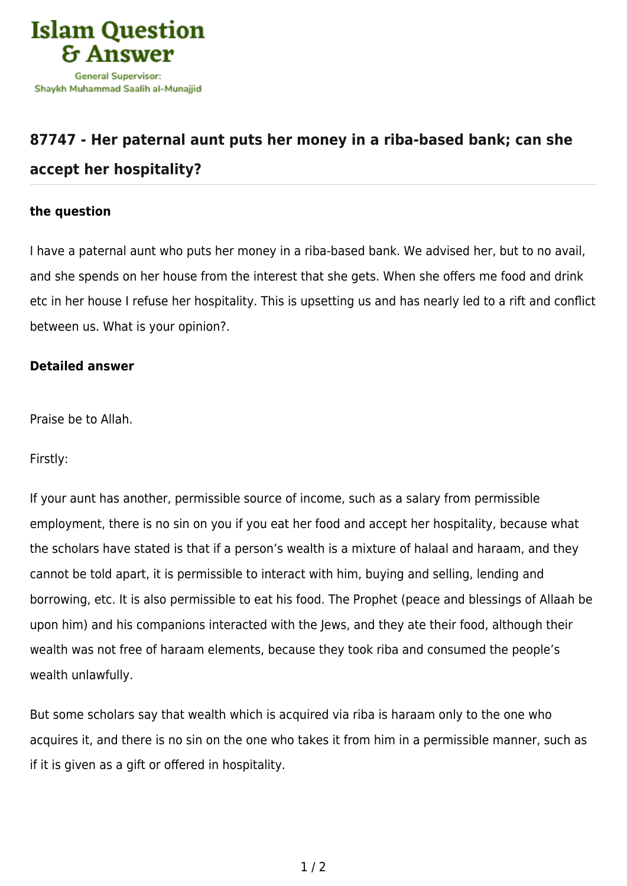Islam Question & Answer

General Supervisor: Shaykh Muhammad Saalih al-Munajjid

## 87747 - Her paternal aunt puts her money in a riba-based bank; can she accept her hospitality?

### the question

I have a paternal aunt who puts her money in a riba-based bank. We advised her, but to no avail, and she spends on her house from the interest that she gets. When she offers me food and drink etc in her house I refuse her hospitality. This is upsetting us and has nearly led to a rift and conflict between us. What is your opinion?.

### Detailed answer

Praise be to Allah.

Firstly:

If your aunt has another, permissible source of income, such as a salary from permissible employment, there is no sin on you if you eat her food and accept her hospitality, because what the scholars have stated is that if a person's wealth is a mixture of halaal and haraam, and they cannot be told apart, it is permissible to interact with him, buying and selling, lending and borrowing, etc. It is also permissible to eat his food. The Prophet (peace and blessings of Allaah be upon him) and his companions interacted with the Jews, and they ate their food, although their wealth was not free of haraam elements, because they took riba and consumed the people's wealth unlawfully.

But some scholars say that wealth which is acquired via riba is haraam only to the one who acquires it, and there is no sin on the one who takes it from him in a permissible manner, such as if it is given as a gift or offered in hospitality.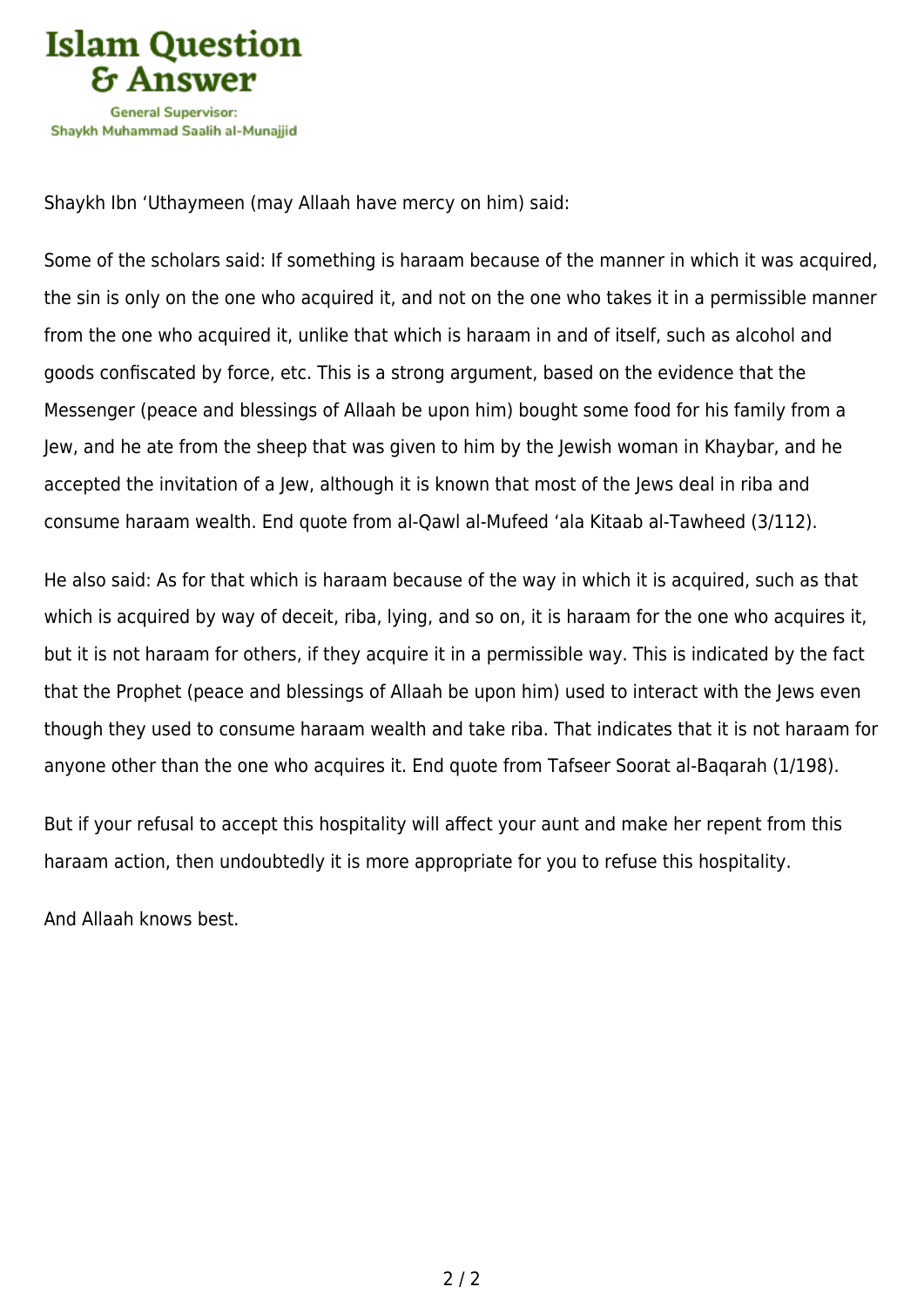Shaykh Ibn ‘Uthaymeen (may Allaah have mercy on him) said:

Some of the scholars said: If something is haraam because of the manner in which it was acquired, the sin is only on the one who acquired it, and not on the one who takes it in a permissible manner from the one who acquired it, unlike that which is haraam in and of itself, such as alcohol and goods confiscated by force, etc. This is a strong argument, based on the evidence that the Messenger (peace and blessings of Allaah be upon him) bought some food for his family from a Jew, and he ate from the sheep that was given to him by the Jewish woman in Khaybar, and he accepted the invitation of a Jew, although it is known that most of the Jews deal in riba and consume haraam wealth. End quote from al-Qawl al-Mufeed ‘ala Kitaab al-Tawheed (3/112).

He also said: As for that which is haraam because of the way in which it is acquired, such as that which is acquired by way of deceit, riba, lying, and so on, it is haraam for the one who acquires it, but it is not haraam for others, if they acquire it in a permissible way. This is indicated by the fact that the Prophet (peace and blessings of Allaah be upon him) used to interact with the Jews even though they used to consume haraam wealth and take riba. That indicates that it is not haraam for anyone other than the one who acquires it. End quote from Tafseer Soorat al-Baqarah (1/198).

But if your refusal to accept this hospitality will affect your aunt and make her repent from this haraam action, then undoubtedly it is more appropriate for you to refuse this hospitality.

And Allaah knows best.